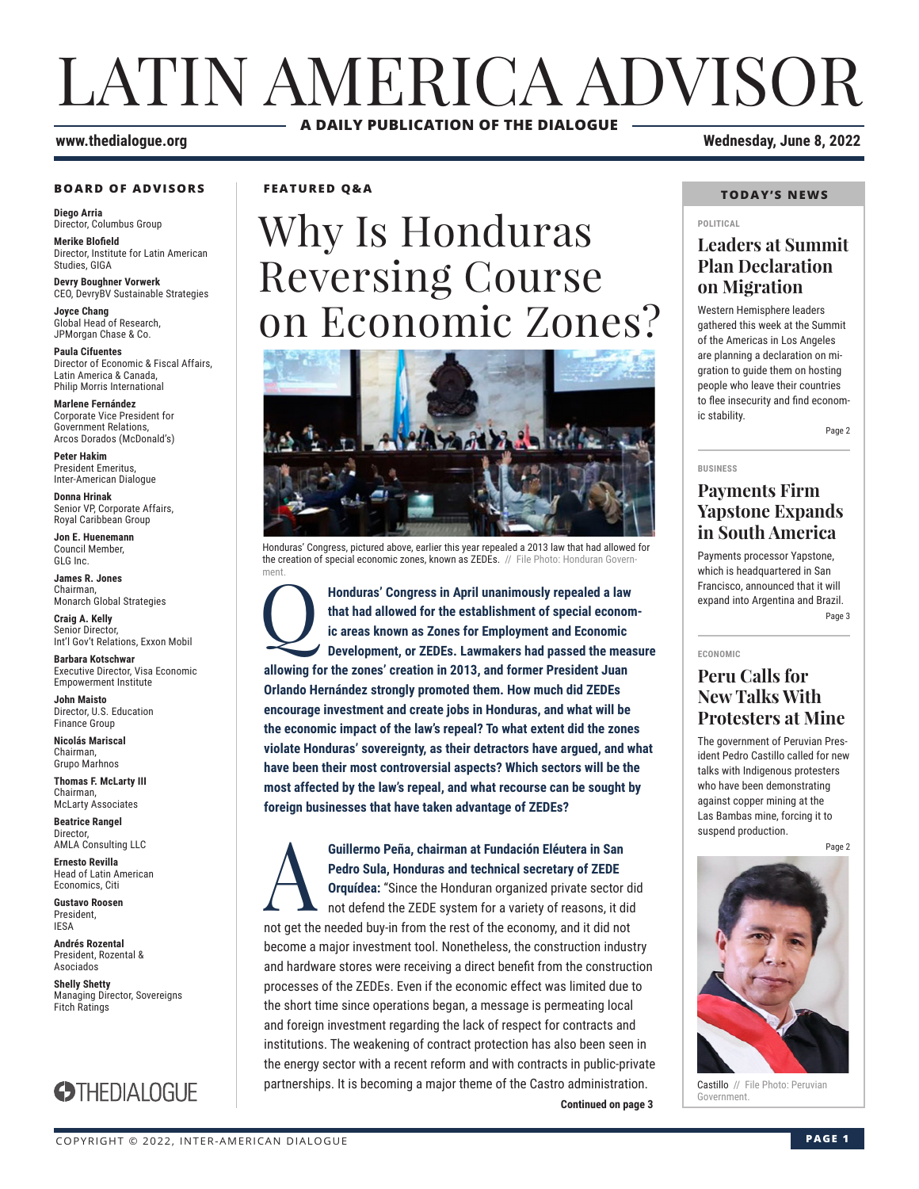# LATIN AMERICA ADVISOR

**A DAILY PUBLICATION OF THE DIALOGUE**

**www.thedialogue.org** **Wednesday, June 8, 2022**

### BOARD OF ADVISORS

**Diego Arria**
Director, Columbus Group

**Merike Blofield**
Director, Institute for Latin American Studies, GIGA

**Devry Boughner Vorwerk**
CEO, DevryBV Sustainable Strategies

**Joyce Chang**
Global Head of Research, JPMorgan Chase & Co.

**Paula Cifuentes**
Director of Economic & Fiscal Affairs, Latin America & Canada, Philip Morris International

**Marlene Fernández**
Corporate Vice President for Government Relations, Arcos Dorados (McDonald's)

**Peter Hakim**
President Emeritus, Inter-American Dialogue

**Donna Hrinak**
Senior VP, Corporate Affairs, Royal Caribbean Group

**Jon E. Huenemann**
Council Member, GLG Inc.

**James R. Jones**
Chairman, Monarch Global Strategies

**Craig A. Kelly**
Senior Director, Int'l Gov't Relations, Exxon Mobil

**Barbara Kotschwar**
Executive Director, Visa Economic Empowerment Institute

**John Maisto**
Director, U.S. Education Finance Group

**Nicolás Mariscal**
Chairman, Grupo Marhnos

**Thomas F. McLarty III**
Chairman, McLarty Associates

**Beatrice Rangel**
Director, AMLA Consulting LLC

**Ernesto Revilla**
Head of Latin American Economics, Citi

**Gustavo Roosen**
President, IESA

**Andrés Rozental**
President, Rozental & Asociados

**Shelly Shetty**
Managing Director, Sovereigns Fitch Ratings

THEDIALOGUE

**FEATURED Q&A**

# Why Is Honduras Reversing Course on Economic Zones?

Honduras' Congress, pictured above, earlier this year repealed a 2013 law that had allowed for the creation of special economic zones, known as ZEDEs. // File Photo: Honduran Government.

**Q** **Honduras' Congress in April unanimously repealed a law that had allowed for the establishment of special economic areas known as Zones for Employment and Economic Development, or ZEDEs. Lawmakers had passed the measure allowing for the zones' creation in 2013, and former President Juan Orlando Hernández strongly promoted them. How much did ZEDEs encourage investment and create jobs in Honduras, and what will be the economic impact of the law's repeal? To what extent did the zones violate Honduras' sovereignty, as their detractors have argued, and what have been their most controversial aspects? Which sectors will be the most affected by the law's repeal, and what recourse can be sought by foreign businesses that have taken advantage of ZEDEs?**

**A** **Guillermo Peña, chairman at Fundación Eléutera in San Pedro Sula, Honduras and technical secretary of ZEDE Orquídea:** "Since the Honduran organized private sector did not defend the ZEDE system for a variety of reasons, it did not get the needed buy-in from the rest of the economy, and it did not become a major investment tool. Nonetheless, the construction industry and hardware stores were receiving a direct benefit from the construction processes of the ZEDEs. Even if the economic effect was limited due to the short time since operations began, a message is permeating local and foreign investment regarding the lack of respect for contracts and institutions. The weakening of contract protection has also been seen in the energy sector with a recent reform and with contracts in public-private partnerships. It is becoming a major theme of the Castro administration.

**Continued on page 3**

### TODAY'S NEWS

**POLITICAL**

## Leaders at Summit Plan Declaration on Migration

Western Hemisphere leaders gathered this week at the Summit of the Americas in Los Angeles are planning a declaration on migration to guide them on hosting people who leave their countries to flee insecurity and find economic stability.

Page 2

**BUSINESS**

## Payments Firm Yapstone Expands in South America

Payments processor Yapstone, which is headquartered in San Francisco, announced that it will expand into Argentina and Brazil.

Page 3

**ECONOMIC**

## Peru Calls for New Talks With Protesters at Mine

The government of Peruvian President Pedro Castillo called for new talks with Indigenous protesters who have been demonstrating against copper mining at the Las Bambas mine, forcing it to suspend production.

Page 2

Castillo // File Photo: Peruvian Government.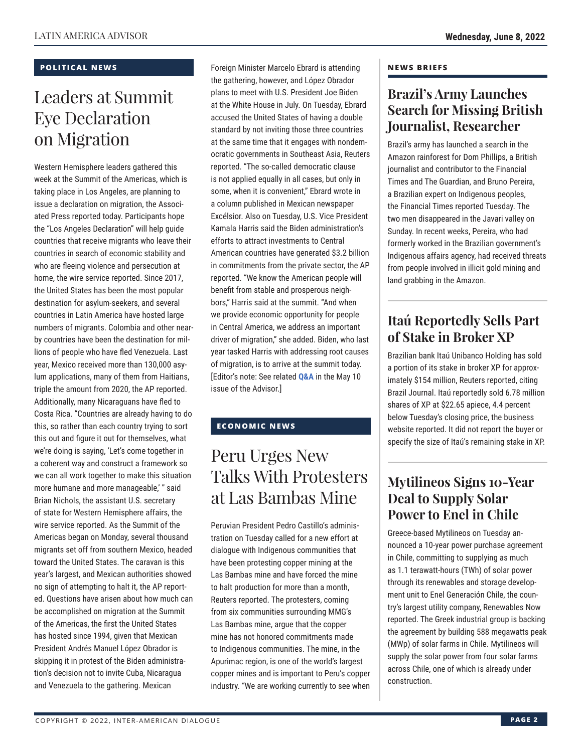## POLITICAL NEWS

# Leaders at Summit Eye Declaration on Migration

Western Hemisphere leaders gathered this week at the Summit of the Americas, which is taking place in Los Angeles, are planning to issue a declaration on migration, the Associated Press reported today. Participants hope the "Los Angeles Declaration" will help guide countries that receive migrants who leave their countries in search of economic stability and who are fleeing violence and persecution at home, the wire service reported. Since 2017, the United States has been the most popular destination for asylum-seekers, and several countries in Latin America have hosted large numbers of migrants. Colombia and other nearby countries have been the destination for millions of people who have fled Venezuela. Last year, Mexico received more than 130,000 asylum applications, many of them from Haitians, triple the amount from 2020, the AP reported. Additionally, many Nicaraguans have fled to Costa Rica. "Countries are already having to do this, so rather than each country trying to sort this out and figure it out for themselves, what we're doing is saying, 'Let's come together in a coherent way and construct a framework so we can all work together to make this situation more humane and more manageable,' " said Brian Nichols, the assistant U.S. secretary of state for Western Hemisphere affairs, the wire service reported. As the Summit of the Americas began on Monday, several thousand migrants set off from southern Mexico, headed toward the United States. The caravan is this year's largest, and Mexican authorities showed no sign of attempting to halt it, the AP reported. Questions have arisen about how much can be accomplished on migration at the Summit of the Americas, the first the United States has hosted since 1994, given that Mexican President Andrés Manuel López Obrador is skipping it in protest of the Biden administration's decision not to invite Cuba, Nicaragua and Venezuela to the gathering. Mexican Foreign Minister Marcelo Ebrard is attending the gathering, however, and López Obrador plans to meet with U.S. President Joe Biden at the White House in July. On Tuesday, Ebrard accused the United States of having a double standard by not inviting those three countries at the same time that it engages with nondemocratic governments in Southeast Asia, Reuters reported. "The so-called democratic clause is not applied equally in all cases, but only in some, when it is convenient," Ebrard wrote in a column published in Mexican newspaper Excélsior. Also on Tuesday, U.S. Vice President Kamala Harris said the Biden administration's efforts to attract investments to Central American countries have generated $3.2 billion in commitments from the private sector, the AP reported. "We know the American people will benefit from stable and prosperous neighbors," Harris said at the summit. "And when we provide economic opportunity for people in Central America, we address an important driver of migration," she added. Biden, who last year tasked Harris with addressing root causes of migration, is to arrive at the summit today. [Editor's note: See related **Q&A** in the May 10 issue of the Advisor.]

## ECONOMIC NEWS

# Peru Urges New Talks With Protesters at Las Bambas Mine

Peruvian President Pedro Castillo's administration on Tuesday called for a new effort at dialogue with Indigenous communities that have been protesting copper mining at the Las Bambas mine and have forced the mine to halt production for more than a month, Reuters reported. The protesters, coming from six communities surrounding MMG's Las Bambas mine, argue that the copper mine has not honored commitments made to Indigenous communities. The mine, in the Apurimac region, is one of the world's largest copper mines and is important to Peru's copper industry. "We are working currently to see when

## NEWS BRIEFS

### Brazil's Army Launches Search for Missing British Journalist, Researcher

Brazil's army has launched a search in the Amazon rainforest for Dom Phillips, a British journalist and contributor to the Financial Times and The Guardian, and Bruno Pereira, a Brazilian expert on Indigenous peoples, the Financial Times reported Tuesday. The two men disappeared in the Javari valley on Sunday. In recent weeks, Pereira, who had formerly worked in the Brazilian government's Indigenous affairs agency, had received threats from people involved in illicit gold mining and land grabbing in the Amazon.

### Itaú Reportedly Sells Part of Stake in Broker XP

Brazilian bank Itaú Unibanco Holding has sold a portion of its stake in broker XP for approximately $154 million, Reuters reported, citing Brazil Journal. Itaú reportedly sold 6.78 million shares of XP at $22.65 apiece, 4.4 percent below Tuesday's closing price, the business website reported. It did not report the buyer or specify the size of Itaú's remaining stake in XP.

### Mytilineos Signs 10-Year Deal to Supply Solar Power to Enel in Chile

Greece-based Mytilineos on Tuesday announced a 10-year power purchase agreement in Chile, committing to supplying as much as 1.1 terawatt-hours (TWh) of solar power through its renewables and storage development unit to Enel Generación Chile, the country's largest utility company, Renewables Now reported. The Greek industrial group is backing the agreement by building 588 megawatts peak (MWp) of solar farms in Chile. Mytilineos will supply the solar power from four solar farms across Chile, one of which is already under construction.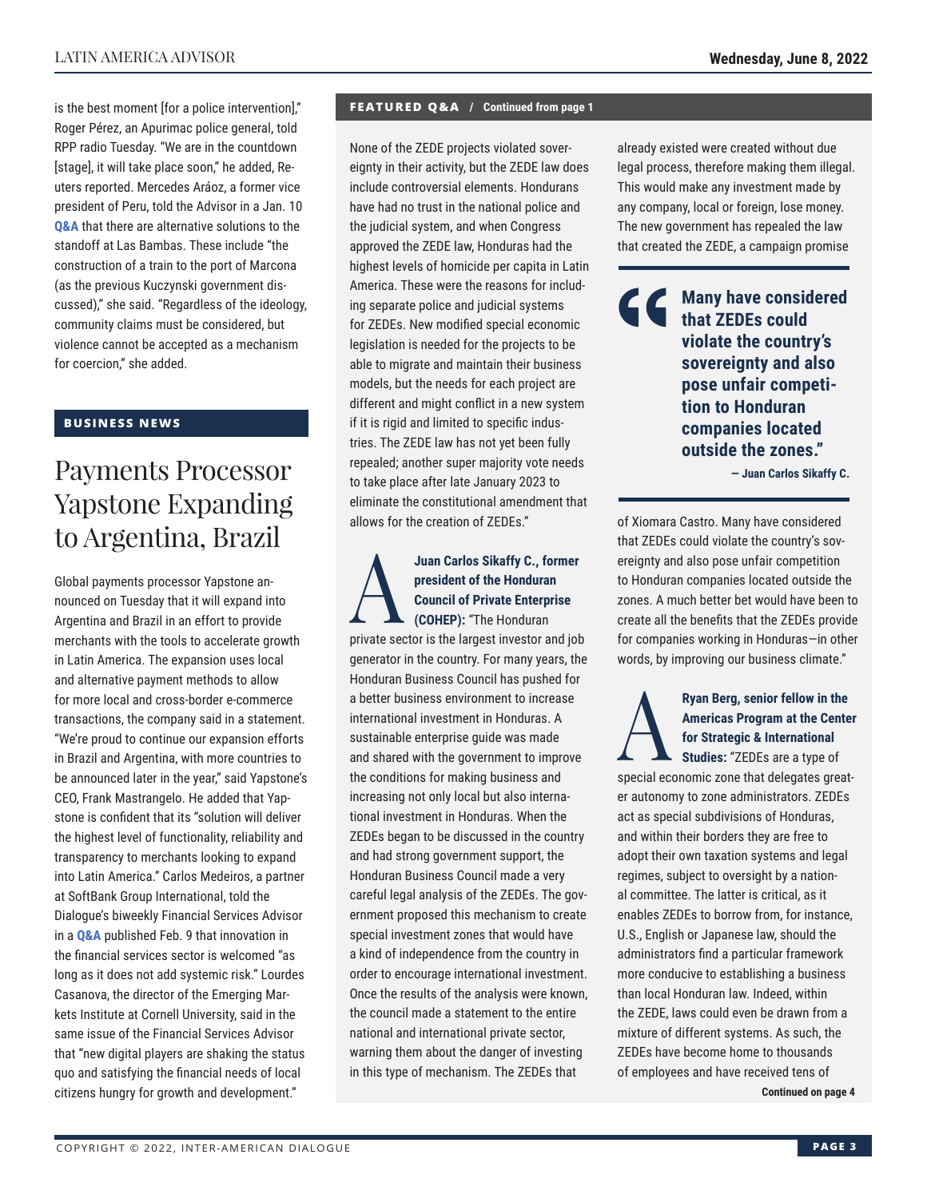is the best moment [for a police intervention]," Roger Pérez, an Apurimac police general, told RPP radio Tuesday. "We are in the countdown [stage], it will take place soon," he added, Reuters reported. Mercedes Aráoz, a former vice president of Peru, told the Advisor in a Jan. 10 **Q&A** that there are alternative solutions to the standoff at Las Bambas. These include "the construction of a train to the port of Marcona (as the previous Kuczynski government discussed)," she said. "Regardless of the ideology, community claims must be considered, but violence cannot be accepted as a mechanism for coercion," she added.

## BUSINESS NEWS

# Payments Processor Yapstone Expanding to Argentina, Brazil

Global payments processor Yapstone announced on Tuesday that it will expand into Argentina and Brazil in an effort to provide merchants with the tools to accelerate growth in Latin America. The expansion uses local and alternative payment methods to allow for more local and cross-border e-commerce transactions, the company said in a statement. "We're proud to continue our expansion efforts in Brazil and Argentina, with more countries to be announced later in the year," said Yapstone's CEO, Frank Mastrangelo. He added that Yapstone is confident that its "solution will deliver the highest level of functionality, reliability and transparency to merchants looking to expand into Latin America." Carlos Medeiros, a partner at SoftBank Group International, told the Dialogue's biweekly Financial Services Advisor in a **Q&A** published Feb. 9 that innovation in the financial services sector is welcomed "as long as it does not add systemic risk." Lourdes Casanova, the director of the Emerging Markets Institute at Cornell University, said in the same issue of the Financial Services Advisor that "new digital players are shaking the status quo and satisfying the financial needs of local citizens hungry for growth and development."

**FEATURED Q&A / Continued from page 1**

None of the ZEDE projects violated sovereignty in their activity, but the ZEDE law does include controversial elements. Hondurans have had no trust in the national police and the judicial system, and when Congress approved the ZEDE law, Honduras had the highest levels of homicide per capita in Latin America. These were the reasons for including separate police and judicial systems for ZEDEs. New modified special economic legislation is needed for the projects to be able to migrate and maintain their business models, but the needs for each project are different and might conflict in a new system if it is rigid and limited to specific industries. The ZEDE law has not yet been fully repealed; another super majority vote needs to take place after late January 2023 to eliminate the constitutional amendment that allows for the creation of ZEDEs."

**A** **Juan Carlos Sikaffy C., former president of the Honduran Council of Private Enterprise (COHEP):** "The Honduran private sector is the largest investor and job generator in the country. For many years, the Honduran Business Council has pushed for a better business environment to increase international investment in Honduras. A sustainable enterprise guide was made and shared with the government to improve the conditions for making business and increasing not only local but also international investment in Honduras. When the ZEDEs began to be discussed in the country and had strong government support, the Honduran Business Council made a very careful legal analysis of the ZEDEs. The government proposed this mechanism to create special investment zones that would have a kind of independence from the country in order to encourage international investment. Once the results of the analysis were known, the council made a statement to the entire national and international private sector, warning them about the danger of investing in this type of mechanism. The ZEDEs that already existed were created without due legal process, therefore making them illegal. This would make any investment made by any company, local or foreign, lose money. The new government has repealed the law that created the ZEDE, a campaign promise of Xiomara Castro. Many have considered that ZEDEs could violate the country's sovereignty and also pose unfair competition to Honduran companies located outside the zones. A much better bet would have been to create all the benefits that the ZEDEs provide for companies working in Honduras—in other words, by improving our business climate."

> **Many have considered that ZEDEs could violate the country's sovereignty and also pose unfair competition to Honduran companies located outside the zones."**
>
> **— Juan Carlos Sikaffy C.**

**A** **Ryan Berg, senior fellow in the Americas Program at the Center for Strategic & International Studies:** "ZEDEs are a type of special economic zone that delegates greater autonomy to zone administrators. ZEDEs act as special subdivisions of Honduras, and within their borders they are free to adopt their own taxation systems and legal regimes, subject to oversight by a national committee. The latter is critical, as it enables ZEDEs to borrow from, for instance, U.S., English or Japanese law, should the administrators find a particular framework more conducive to establishing a business than local Honduran law. Indeed, within the ZEDE, laws could even be drawn from a mixture of different systems. As such, the ZEDEs have become home to thousands of employees and have received tens of

**Continued on page 4**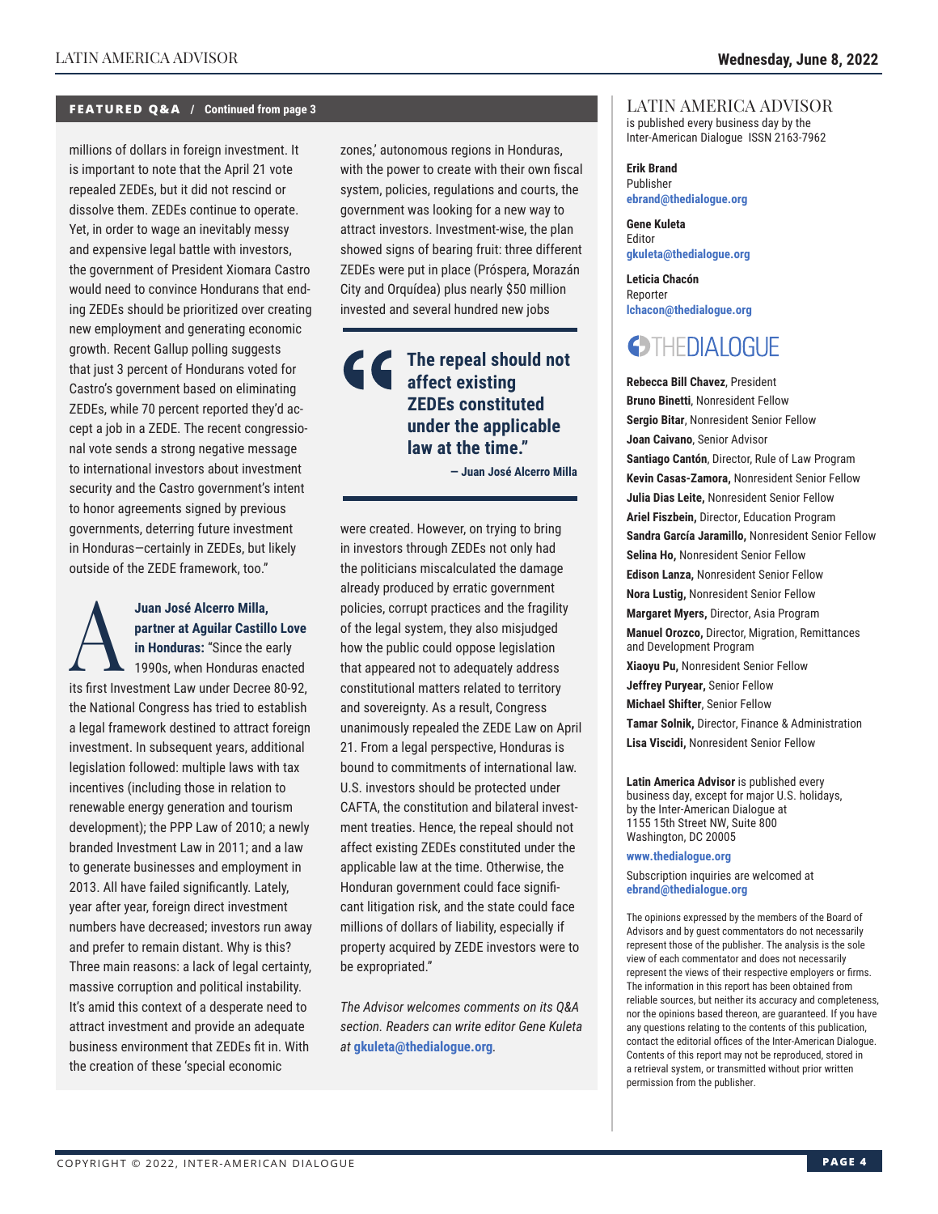**FEATURED Q&A / Continued from page 3**

millions of dollars in foreign investment. It is important to note that the April 21 vote repealed ZEDEs, but it did not rescind or dissolve them. ZEDEs continue to operate. Yet, in order to wage an inevitably messy and expensive legal battle with investors, the government of President Xiomara Castro would need to convince Hondurans that ending ZEDEs should be prioritized over creating new employment and generating economic growth. Recent Gallup polling suggests that just 3 percent of Hondurans voted for Castro's government based on eliminating ZEDEs, while 70 percent reported they'd accept a job in a ZEDE. The recent congressional vote sends a strong negative message to international investors about investment security and the Castro government's intent to honor agreements signed by previous governments, deterring future investment in Honduras—certainly in ZEDEs, but likely outside of the ZEDE framework, too."

**A** **Juan José Alcerro Milla, partner at Aguilar Castillo Love in Honduras:** "Since the early 1990s, when Honduras enacted its first Investment Law under Decree 80-92, the National Congress has tried to establish a legal framework destined to attract foreign investment. In subsequent years, additional legislation followed: multiple laws with tax incentives (including those in relation to renewable energy generation and tourism development); the PPP Law of 2010; a newly branded Investment Law in 2011; and a law to generate businesses and employment in 2013. All have failed significantly. Lately, year after year, foreign direct investment numbers have decreased; investors run away and prefer to remain distant. Why is this? Three main reasons: a lack of legal certainty, massive corruption and political instability. It's amid this context of a desperate need to attract investment and provide an adequate business environment that ZEDEs fit in. With the creation of these 'special economic zones,' autonomous regions in Honduras, with the power to create with their own fiscal system, policies, regulations and courts, the government was looking for a new way to attract investors. Investment-wise, the plan showed signs of bearing fruit: three different ZEDEs were put in place (Próspera, Morazán City and Orquídea) plus nearly $50 million invested and several hundred new jobs were created. However, on trying to bring in investors through ZEDEs not only had the politicians miscalculated the damage already produced by erratic government policies, corrupt practices and the fragility of the legal system, they also misjudged how the public could oppose legislation that appeared not to adequately address constitutional matters related to territory and sovereignty. As a result, Congress unanimously repealed the ZEDE Law on April 21. From a legal perspective, Honduras is bound to commitments of international law. U.S. investors should be protected under CAFTA, the constitution and bilateral investment treaties. Hence, the repeal should not affect existing ZEDEs constituted under the applicable law at the time. Otherwise, the Honduran government could face significant litigation risk, and the state could face millions of dollars of liability, especially if property acquired by ZEDE investors were to be expropriated."

> **"The repeal should not affect existing ZEDEs constituted under the applicable law at the time."**
>
> **— Juan José Alcerro Milla**

*The Advisor welcomes comments on its Q&A section. Readers can write editor Gene Kuleta at* **gkuleta@thedialogue.org**.

---

LATIN AMERICA ADVISOR
is published every business day by the Inter-American Dialogue ISSN 2163-7962

**Erik Brand**
Publisher
**ebrand@thedialogue.org**

**Gene Kuleta**
Editor
**gkuleta@thedialogue.org**

**Leticia Chacón**
Reporter
**lchacon@thedialogue.org**

THEDIALOGUE

**Rebecca Bill Chavez**, President
**Bruno Binetti**, Nonresident Fellow
**Sergio Bitar**, Nonresident Senior Fellow
**Joan Caivano**, Senior Advisor
**Santiago Cantón**, Director, Rule of Law Program
**Kevin Casas-Zamora,** Nonresident Senior Fellow
**Julia Dias Leite,** Nonresident Senior Fellow
**Ariel Fiszbein,** Director, Education Program
**Sandra García Jaramillo,** Nonresident Senior Fellow
**Selina Ho,** Nonresident Senior Fellow
**Edison Lanza,** Nonresident Senior Fellow
**Nora Lustig,** Nonresident Senior Fellow
**Margaret Myers,** Director, Asia Program
**Manuel Orozco,** Director, Migration, Remittances and Development Program
**Xiaoyu Pu,** Nonresident Senior Fellow
**Jeffrey Puryear,** Senior Fellow
**Michael Shifter**, Senior Fellow
**Tamar Solnik,** Director, Finance & Administration
**Lisa Viscidi,** Nonresident Senior Fellow

**Latin America Advisor** is published every business day, except for major U.S. holidays, by the Inter-American Dialogue at
1155 15th Street NW, Suite 800
Washington, DC 20005

**www.thedialogue.org**

Subscription inquiries are welcomed at
**ebrand@thedialogue.org**

The opinions expressed by the members of the Board of Advisors and by guest commentators do not necessarily represent those of the publisher. The analysis is the sole view of each commentator and does not necessarily represent the views of their respective employers or firms. The information in this report has been obtained from reliable sources, but neither its accuracy and completeness, nor the opinions based thereon, are guaranteed. If you have any questions relating to the contents of this publication, contact the editorial offices of the Inter-American Dialogue. Contents of this report may not be reproduced, stored in a retrieval system, or transmitted without prior written permission from the publisher.